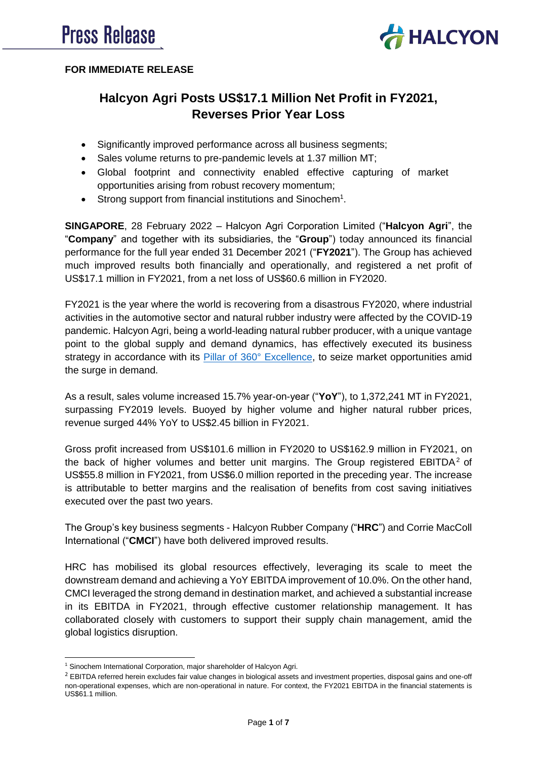**Press Release**

**FOR IMMEDIATE RELEASE**

# Halcyon Agri Posts US$17.1 Million Net Profit in FY2021, Reverses Prior Year Loss

- Significantly improved performance across all business segments;
- Sales volume returns to pre-pandemic levels at 1.37 million MT;
- Global footprint and connectivity enabled effective capturing of market opportunities arising from robust recovery momentum;
- Strong support from financial institutions and Sinochem[1].

**SINGAPORE**, 28 February 2022 – Halcyon Agri Corporation Limited ("**Halcyon Agri**", the "**Company**" and together with its subsidiaries, the "**Group**") today announced its financial performance for the full year ended 31 December 2021 ("**FY2021**"). The Group has achieved much improved results both financially and operationally, and registered a net profit of US$17.1 million in FY2021, from a net loss of US$60.6 million in FY2020.

FY2021 is the year where the world is recovering from a disastrous FY2020, where industrial activities in the automotive sector and natural rubber industry were affected by the COVID-19 pandemic. Halcyon Agri, being a world-leading natural rubber producer, with a unique vantage point to the global supply and demand dynamics, has effectively executed its business strategy in accordance with its Pillar of 360° Excellence, to seize market opportunities amid the surge in demand.

As a result, sales volume increased 15.7% year-on-year ("**YoY**"), to 1,372,241 MT in FY2021, surpassing FY2019 levels. Buoyed by higher volume and higher natural rubber prices, revenue surged 44% YoY to US$2.45 billion in FY2021.

Gross profit increased from US$101.6 million in FY2020 to US$162.9 million in FY2021, on the back of higher volumes and better unit margins. The Group registered EBITDA[2] of US$55.8 million in FY2021, from US$6.0 million reported in the preceding year. The increase is attributable to better margins and the realisation of benefits from cost saving initiatives executed over the past two years.

The Group's key business segments - Halcyon Rubber Company ("**HRC**") and Corrie MacColl International ("**CMCI**") have both delivered improved results.

HRC has mobilised its global resources effectively, leveraging its scale to meet the downstream demand and achieving a YoY EBITDA improvement of 10.0%. On the other hand, CMCI leveraged the strong demand in destination market, and achieved a substantial increase in its EBITDA in FY2021, through effective customer relationship management. It has collaborated closely with customers to support their supply chain management, amid the global logistics disruption.

---

[1] Sinochem International Corporation, major shareholder of Halcyon Agri.

[2] EBITDA referred herein excludes fair value changes in biological assets and investment properties, disposal gains and one-off non-operational expenses, which are non-operational in nature. For context, the FY2021 EBITDA in the financial statements is US$61.1 million.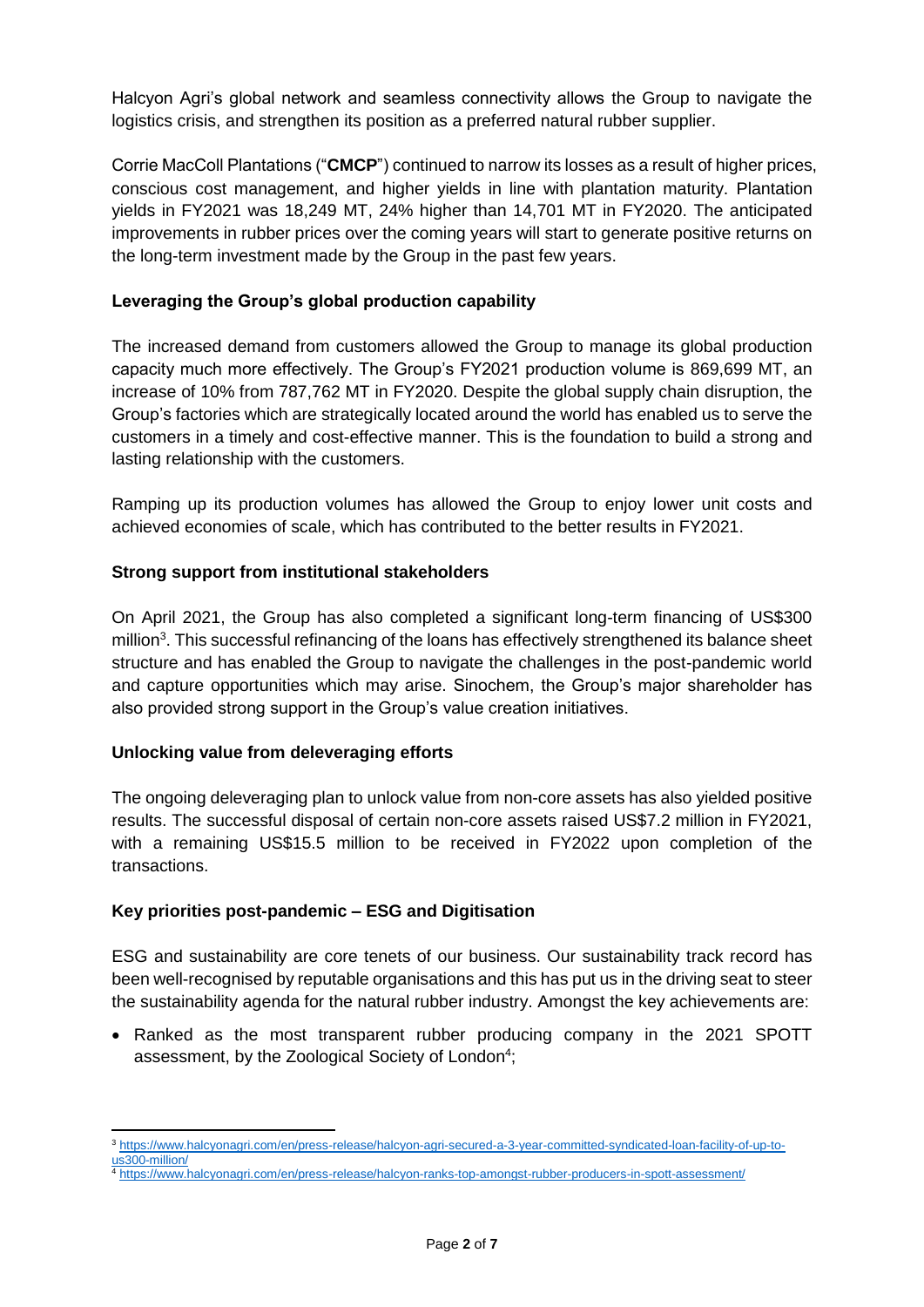Halcyon Agri's global network and seamless connectivity allows the Group to navigate the logistics crisis, and strengthen its position as a preferred natural rubber supplier.

Corrie MacColl Plantations ("**CMCP**") continued to narrow its losses as a result of higher prices, conscious cost management, and higher yields in line with plantation maturity. Plantation yields in FY2021 was 18,249 MT, 24% higher than 14,701 MT in FY2020. The anticipated improvements in rubber prices over the coming years will start to generate positive returns on the long-term investment made by the Group in the past few years.

**Leveraging the Group's global production capability**

The increased demand from customers allowed the Group to manage its global production capacity much more effectively. The Group's FY2021 production volume is 869,699 MT, an increase of 10% from 787,762 MT in FY2020. Despite the global supply chain disruption, the Group's factories which are strategically located around the world has enabled us to serve the customers in a timely and cost-effective manner. This is the foundation to build a strong and lasting relationship with the customers.

Ramping up its production volumes has allowed the Group to enjoy lower unit costs and achieved economies of scale, which has contributed to the better results in FY2021.

**Strong support from institutional stakeholders**

On April 2021, the Group has also completed a significant long-term financing of US$300 million[3]. This successful refinancing of the loans has effectively strengthened its balance sheet structure and has enabled the Group to navigate the challenges in the post-pandemic world and capture opportunities which may arise. Sinochem, the Group's major shareholder has also provided strong support in the Group's value creation initiatives.

**Unlocking value from deleveraging efforts**

The ongoing deleveraging plan to unlock value from non-core assets has also yielded positive results. The successful disposal of certain non-core assets raised US$7.2 million in FY2021, with a remaining US$15.5 million to be received in FY2022 upon completion of the transactions.

**Key priorities post-pandemic – ESG and Digitisation**

ESG and sustainability are core tenets of our business. Our sustainability track record has been well-recognised by reputable organisations and this has put us in the driving seat to steer the sustainability agenda for the natural rubber industry. Amongst the key achievements are:

- Ranked as the most transparent rubber producing company in the 2021 SPOTT assessment, by the Zoological Society of London[4];

---

[3] https://www.halcyonagri.com/en/press-release/halcyon-agri-secured-a-3-year-committed-syndicated-loan-facility-of-up-to-us300-million/

[4] https://www.halcyonagri.com/en/press-release/halcyon-ranks-top-amongst-rubber-producers-in-spott-assessment/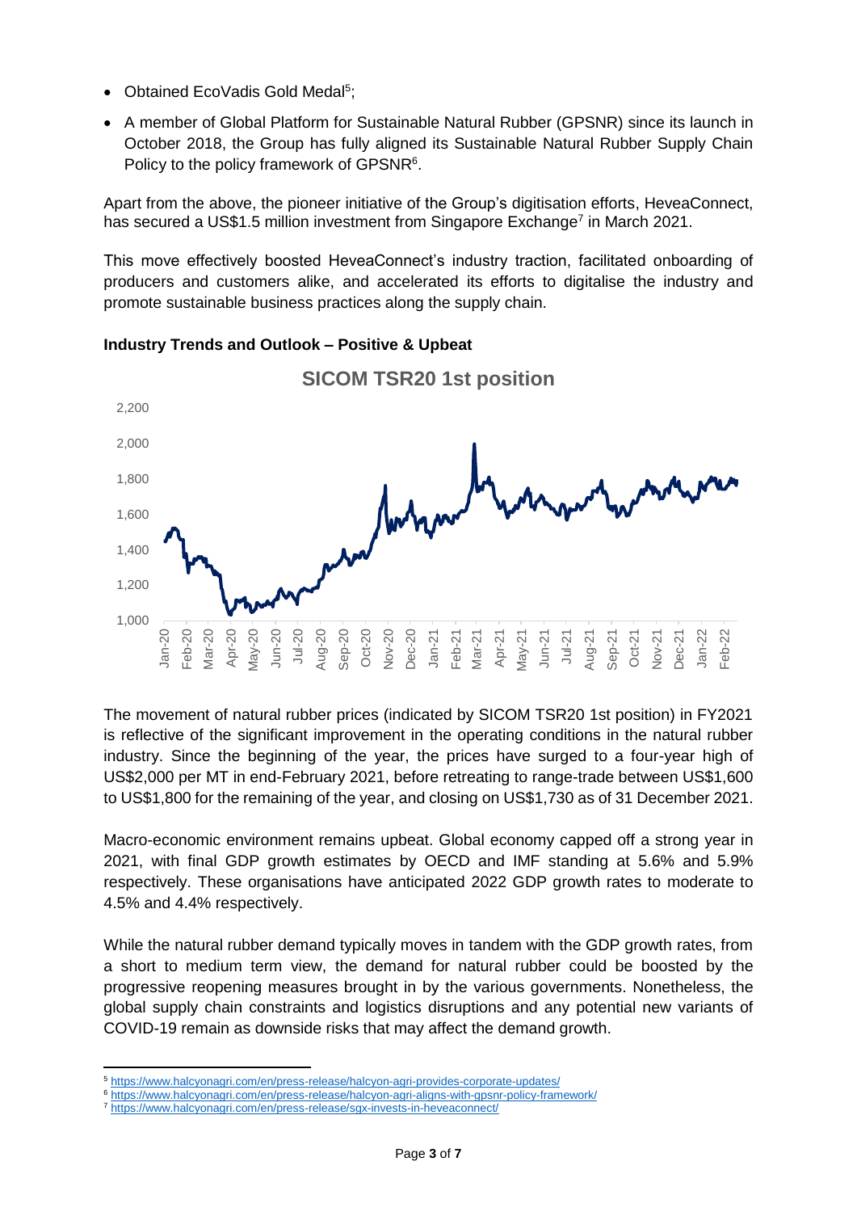- Obtained EcoVadis Gold Medal[5];
- A member of Global Platform for Sustainable Natural Rubber (GPSNR) since its launch in October 2018, the Group has fully aligned its Sustainable Natural Rubber Supply Chain Policy to the policy framework of GPSNR[6].

Apart from the above, the pioneer initiative of the Group's digitisation efforts, HeveaConnect, has secured a US$1.5 million investment from Singapore Exchange[7] in March 2021.

This move effectively boosted HeveaConnect's industry traction, facilitated onboarding of producers and customers alike, and accelerated its efforts to digitalise the industry and promote sustainable business practices along the supply chain.

**Industry Trends and Outlook – Positive & Upbeat**

**SICOM TSR20 1st position**

The movement of natural rubber prices (indicated by SICOM TSR20 1st position) in FY2021 is reflective of the significant improvement in the operating conditions in the natural rubber industry. Since the beginning of the year, the prices have surged to a four-year high of US$2,000 per MT in end-February 2021, before retreating to range-trade between US$1,600 to US$1,800 for the remaining of the year, and closing on US$1,730 as of 31 December 2021.

Macro-economic environment remains upbeat. Global economy capped off a strong year in 2021, with final GDP growth estimates by OECD and IMF standing at 5.6% and 5.9% respectively. These organisations have anticipated 2022 GDP growth rates to moderate to 4.5% and 4.4% respectively.

While the natural rubber demand typically moves in tandem with the GDP growth rates, from a short to medium term view, the demand for natural rubber could be boosted by the progressive reopening measures brought in by the various governments. Nonetheless, the global supply chain constraints and logistics disruptions and any potential new variants of COVID-19 remain as downside risks that may affect the demand growth.

---

[5] https://www.halcyonagri.com/en/press-release/halcyon-agri-provides-corporate-updates/

[6] https://www.halcyonagri.com/en/press-release/halcyon-agri-aligns-with-gpsnr-policy-framework/

[7] https://www.halcyonagri.com/en/press-release/sgx-invests-in-heveaconnect/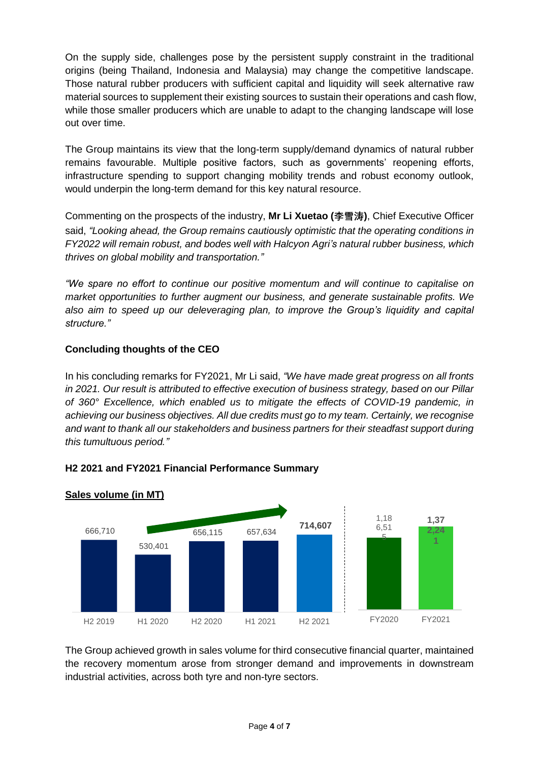On the supply side, challenges pose by the persistent supply constraint in the traditional origins (being Thailand, Indonesia and Malaysia) may change the competitive landscape. Those natural rubber producers with sufficient capital and liquidity will seek alternative raw material sources to supplement their existing sources to sustain their operations and cash flow, while those smaller producers which are unable to adapt to the changing landscape will lose out over time.

The Group maintains its view that the long-term supply/demand dynamics of natural rubber remains favourable. Multiple positive factors, such as governments' reopening efforts, infrastructure spending to support changing mobility trends and robust economy outlook, would underpin the long-term demand for this key natural resource.

Commenting on the prospects of the industry, **Mr Li Xuetao (李雪涛)**, Chief Executive Officer said, *"Looking ahead, the Group remains cautiously optimistic that the operating conditions in FY2022 will remain robust, and bodes well with Halcyon Agri's natural rubber business, which thrives on global mobility and transportation."*

*"We spare no effort to continue our positive momentum and will continue to capitalise on market opportunities to further augment our business, and generate sustainable profits. We also aim to speed up our deleveraging plan, to improve the Group's liquidity and capital structure."*

## Concluding thoughts of the CEO

In his concluding remarks for FY2021, Mr Li said, *"We have made great progress on all fronts in 2021. Our result is attributed to effective execution of business strategy, based on our Pillar of 360° Excellence, which enabled us to mitigate the effects of COVID-19 pandemic, in achieving our business objectives. All due credits must go to my team. Certainly, we recognise and want to thank all our stakeholders and business partners for their steadfast support during this tumultuous period."*

## H2 2021 and FY2021 Financial Performance Summary

**Sales volume (in MT)**

| Period | Sales volume (MT) |
|---|---|
| H2 2019 | 666,710 |
| H1 2020 | 530,401 |
| H2 2020 | 656,115 |
| H1 2021 | 657,634 |
| H2 2021 | **714,607** |
| FY2020 | 1,186,515 |
| FY2021 | **1,372,241** |

The Group achieved growth in sales volume for third consecutive financial quarter, maintained the recovery momentum arose from stronger demand and improvements in downstream industrial activities, across both tyre and non-tyre sectors.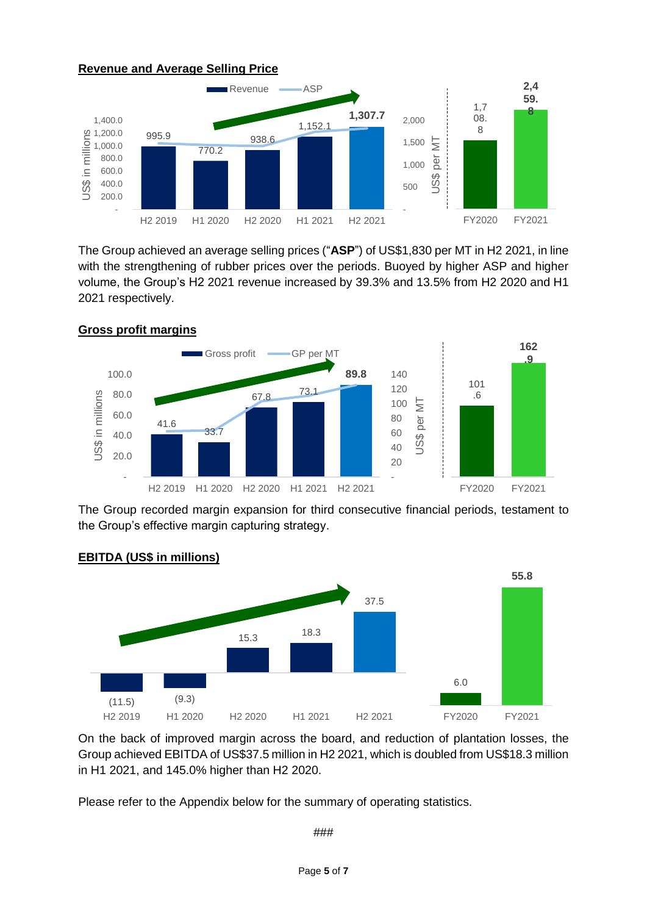**Revenue and Average Selling Price**

| | H2 2019 | H1 2020 | H2 2020 | H1 2021 | H2 2021 |
|---|---|---|---|---|---|
| Revenue (US$ in millions) | 995.9 | 770.2 | 938.6 | 1,152.1 | 1,307.7 |

| | FY2020 | FY2021 |
|---|---|---|
| ASP (US$ per MT) | 1,708.8 | 2,459.8 |

The Group achieved an average selling prices ("**ASP**") of US$1,830 per MT in H2 2021, in line with the strengthening of rubber prices over the periods. Buoyed by higher ASP and higher volume, the Group's H2 2021 revenue increased by 39.3% and 13.5% from H2 2020 and H1 2021 respectively.

**Gross profit margins**

| | H2 2019 | H1 2020 | H2 2020 | H1 2021 | H2 2021 |
|---|---|---|---|---|---|
| Gross profit (US$ in millions) | 41.6 | 33.7 | 67.8 | 73.1 | 89.8 |

| | FY2020 | FY2021 |
|---|---|---|
| GP per MT (US$ per MT) | 101.6 | 162.9 |

The Group recorded margin expansion for third consecutive financial periods, testament to the Group's effective margin capturing strategy.

**EBITDA (US$ in millions)**

| H2 2019 | H1 2020 | H2 2020 | H1 2021 | H2 2021 | FY2020 | FY2021 |
|---|---|---|---|---|---|---|
| (11.5) | (9.3) | 15.3 | 18.3 | 37.5 | 6.0 | 55.8 |

On the back of improved margin across the board, and reduction of plantation losses, the Group achieved EBITDA of US$37.5 million in H2 2021, which is doubled from US$18.3 million in H1 2021, and 145.0% higher than H2 2020.

Please refer to the Appendix below for the summary of operating statistics.

###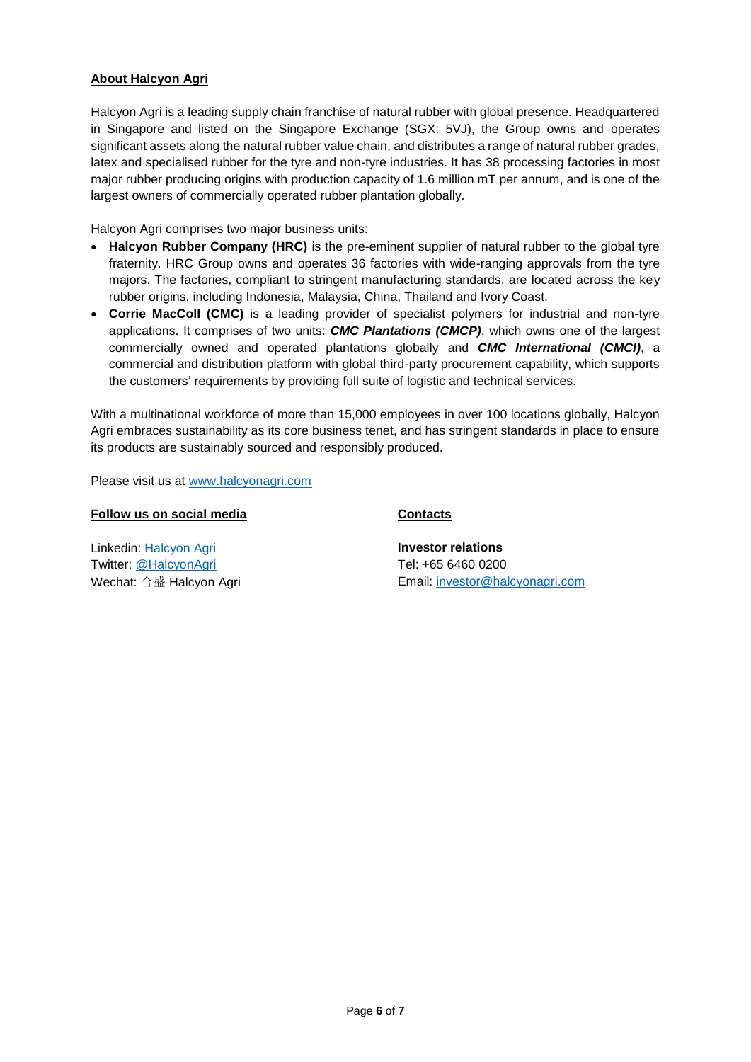**About Halcyon Agri**

Halcyon Agri is a leading supply chain franchise of natural rubber with global presence. Headquartered in Singapore and listed on the Singapore Exchange (SGX: 5VJ), the Group owns and operates significant assets along the natural rubber value chain, and distributes a range of natural rubber grades, latex and specialised rubber for the tyre and non-tyre industries. It has 38 processing factories in most major rubber producing origins with production capacity of 1.6 million mT per annum, and is one of the largest owners of commercially operated rubber plantation globally.

Halcyon Agri comprises two major business units:

- **Halcyon Rubber Company (HRC)** is the pre-eminent supplier of natural rubber to the global tyre fraternity. HRC Group owns and operates 36 factories with wide-ranging approvals from the tyre majors. The factories, compliant to stringent manufacturing standards, are located across the key rubber origins, including Indonesia, Malaysia, China, Thailand and Ivory Coast.
- **Corrie MacColl (CMC)** is a leading provider of specialist polymers for industrial and non-tyre applications. It comprises of two units: ***CMC Plantations (CMCP)***, which owns one of the largest commercially owned and operated plantations globally and ***CMC International (CMCI)***, a commercial and distribution platform with global third-party procurement capability, which supports the customers' requirements by providing full suite of logistic and technical services.

With a multinational workforce of more than 15,000 employees in over 100 locations globally, Halcyon Agri embraces sustainability as its core business tenet, and has stringent standards in place to ensure its products are sustainably sourced and responsibly produced.

Please visit us at www.halcyonagri.com

**Follow us on social media**

Linkedin: Halcyon Agri
Twitter: @HalcyonAgri
Wechat: 合盛 Halcyon Agri

**Contacts**

**Investor relations**
Tel: +65 6460 0200
Email: investor@halcyonagri.com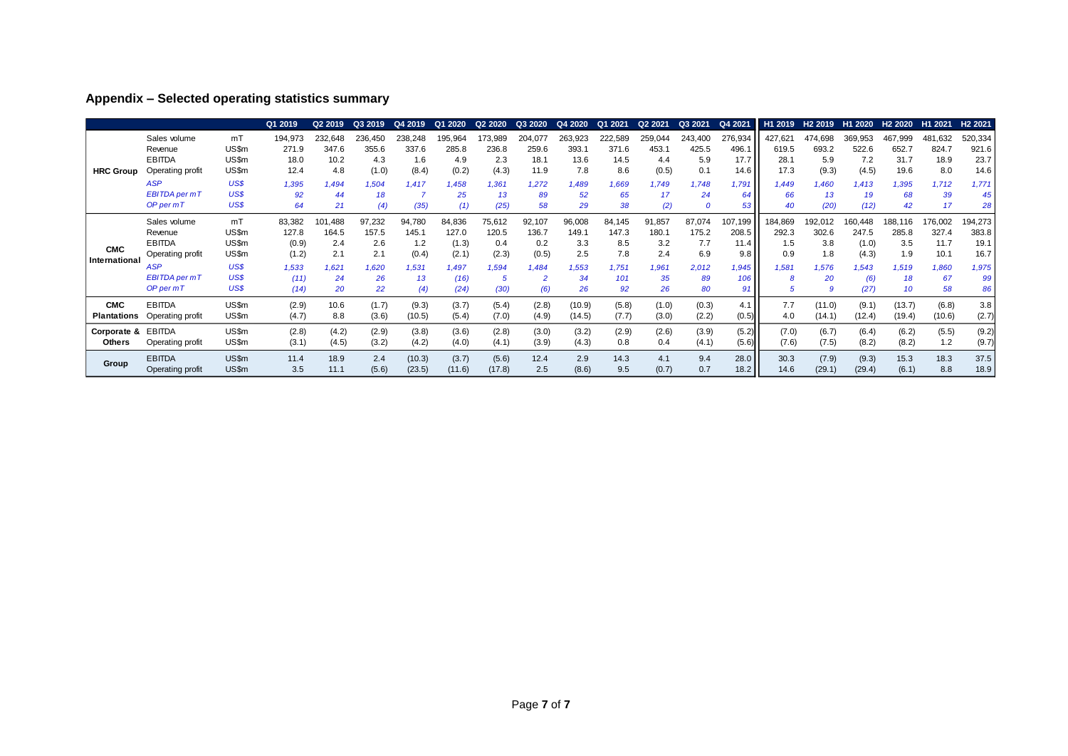## Appendix – Selected operating statistics summary

| | | | Q1 2019 | Q2 2019 | Q3 2019 | Q4 2019 | Q1 2020 | Q2 2020 | Q3 2020 | Q4 2020 | Q1 2021 | Q2 2021 | Q3 2021 | Q4 2021 | H1 2019 | H2 2019 | H1 2020 | H2 2020 | H1 2021 | H2 2021 |
|---|---|---|---|---|---|---|---|---|---|---|---|---|---|---|---|---|---|---|---|---|
| **HRC Group** | Sales volume | mT | 194,973 | 232,648 | 236,450 | 238,248 | 195,964 | 173,989 | 204,077 | 263,923 | 222,589 | 259,044 | 243,400 | 276,934 | 427,621 | 474,698 | 369,953 | 467,999 | 481,632 | 520,334 |
| | Revenue | US$m | 271.9 | 347.6 | 355.6 | 337.6 | 285.8 | 236.8 | 259.6 | 393.1 | 371.6 | 453.1 | 425.5 | 496.1 | 619.5 | 693.2 | 522.6 | 652.7 | 824.7 | 921.6 |
| | EBITDA | US$m | 18.0 | 10.2 | 4.3 | 1.6 | 4.9 | 2.3 | 18.1 | 13.6 | 14.5 | 4.4 | 5.9 | 17.7 | 28.1 | 5.9 | 7.2 | 31.7 | 18.9 | 23.7 |
| | Operating profit | US$m | 12.4 | 4.8 | (1.0) | (8.4) | (0.2) | (4.3) | 11.9 | 7.8 | 8.6 | (0.5) | 0.1 | 14.6 | 17.3 | (9.3) | (4.5) | 19.6 | 8.0 | 14.6 |
| | *ASP* | *US$* | *1,395* | *1,494* | *1,504* | *1,417* | *1,458* | *1,361* | *1,272* | *1,489* | *1,669* | *1,749* | *1,748* | *1,791* | *1,449* | *1,460* | *1,413* | *1,395* | *1,712* | *1,771* |
| | *EBITDA per mT* | *US$* | *92* | *44* | *18* | *7* | *25* | *13* | *89* | *52* | *65* | *17* | *24* | *64* | *66* | *13* | *19* | *68* | *39* | *45* |
| | *OP per mT* | *US$* | *64* | *21* | *(4)* | *(35)* | *(1)* | *(25)* | *58* | *29* | *38* | *(2)* | *0* | *53* | *40* | *(20)* | *(12)* | *42* | *17* | *28* |
| **CMC International** | Sales volume | mT | 83,382 | 101,488 | 97,232 | 94,780 | 84,836 | 75,612 | 92,107 | 96,008 | 84,145 | 91,857 | 87,074 | 107,199 | 184,869 | 192,012 | 160,448 | 188,116 | 176,002 | 194,273 |
| | Revenue | US$m | 127.8 | 164.5 | 157.5 | 145.1 | 127.0 | 120.5 | 136.7 | 149.1 | 147.3 | 180.1 | 175.2 | 208.5 | 292.3 | 302.6 | 247.5 | 285.8 | 327.4 | 383.8 |
| | EBITDA | US$m | (0.9) | 2.4 | 2.6 | 1.2 | (1.3) | 0.4 | 0.2 | 3.3 | 8.5 | 3.2 | 7.7 | 11.4 | 1.5 | 3.8 | (1.0) | 3.5 | 11.7 | 19.1 |
| | Operating profit | US$m | (1.2) | 2.1 | 2.1 | (0.4) | (2.1) | (2.3) | (0.5) | 2.5 | 7.8 | 2.4 | 6.9 | 9.8 | 0.9 | 1.8 | (4.3) | 1.9 | 10.1 | 16.7 |
| | *ASP* | *US$* | *1,533* | *1,621* | *1,620* | *1,531* | *1,497* | *1,594* | *1,484* | *1,553* | *1,751* | *1,961* | *2,012* | *1,945* | *1,581* | *1,576* | *1,543* | *1,519* | *1,860* | *1,975* |
| | *EBITDA per mT* | *US$* | *(11)* | *24* | *26* | *13* | *(16)* | *5* | *2* | *34* | *101* | *35* | *89* | *106* | *8* | *20* | *(6)* | *18* | *67* | *99* |
| | *OP per mT* | *US$* | *(14)* | *20* | *22* | *(4)* | *(24)* | *(30)* | *(6)* | *26* | *92* | *26* | *80* | *91* | *5* | *9* | *(27)* | *10* | *58* | *86* |
| **CMC Plantations** | EBITDA | US$m | (2.9) | 10.6 | (1.7) | (9.3) | (3.7) | (5.4) | (2.8) | (10.9) | (5.8) | (1.0) | (0.3) | 4.1 | 7.7 | (11.0) | (9.1) | (13.7) | (6.8) | 3.8 |
| | Operating profit | US$m | (4.7) | 8.8 | (3.6) | (10.5) | (5.4) | (7.0) | (4.9) | (14.5) | (7.7) | (3.0) | (2.2) | (0.5) | 4.0 | (14.1) | (12.4) | (19.4) | (10.6) | (2.7) |
| **Corporate & Others** | EBITDA | US$m | (2.8) | (4.2) | (2.9) | (3.8) | (3.6) | (2.8) | (3.0) | (3.2) | (2.9) | (2.6) | (3.9) | (5.2) | (7.0) | (6.7) | (6.4) | (6.2) | (5.5) | (9.2) |
| | Operating profit | US$m | (3.1) | (4.5) | (3.2) | (4.2) | (4.0) | (4.1) | (3.9) | (4.3) | 0.8 | 0.4 | (4.1) | (5.6) | (7.6) | (7.5) | (8.2) | (8.2) | 1.2 | (9.7) |
| **Group** | EBITDA | US$m | 11.4 | 18.9 | 2.4 | (10.3) | (3.7) | (5.6) | 12.4 | 2.9 | 14.3 | 4.1 | 9.4 | 28.0 | 30.3 | (7.9) | (9.3) | 15.3 | 18.3 | 37.5 |
| | Operating profit | US$m | 3.5 | 11.1 | (5.6) | (23.5) | (11.6) | (17.8) | 2.5 | (8.6) | 9.5 | (0.7) | 0.7 | 18.2 | 14.6 | (29.1) | (29.4) | (6.1) | 8.8 | 18.9 |